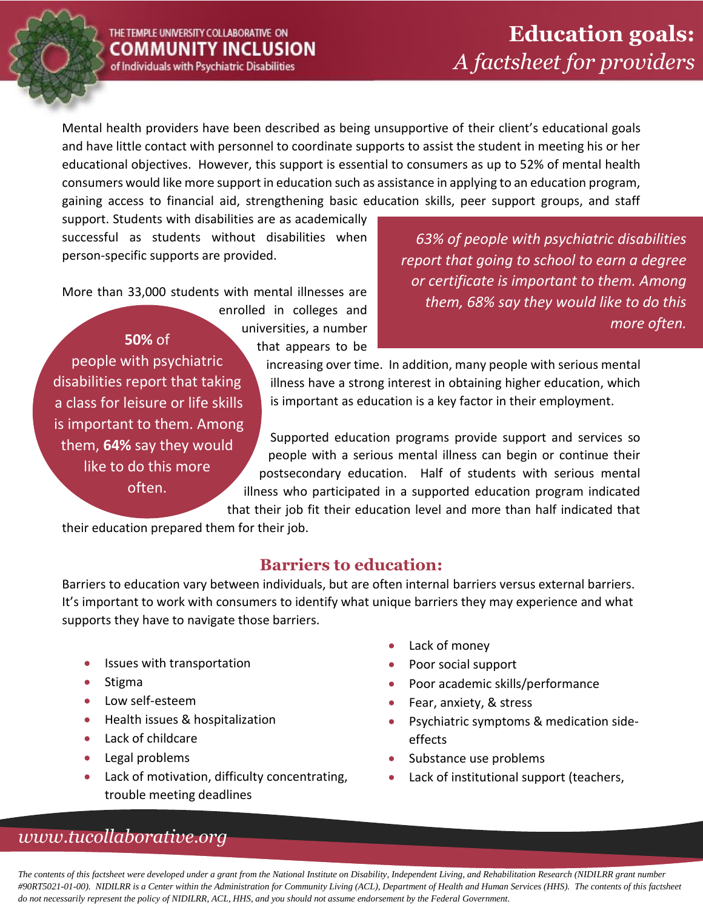THE TEMPLE UNIVERSITY COLLABORATIVE ON **COMMUNITY INCLUSION** of Individuals with Psychiatric Disabilities

# Education goals: *A factsheet for providers*

Mental health providers have been described as being unsupportive of their client's educational goals and have little contact with personnel to coordinate supports to assist the student in meeting his or her educational objectives. However, this support is essential to consumers as up to 52% of mental health consumers would like more support in education such as assistance in applying to an education program, gaining access to financial aid, strengthening basic education skills, peer support groups, and staff support. Students with disabilities are as academically successful as students without disabilities when person-specific supports are provided.

*63% of people with psychiatric disabilities report that going to school to earn a degree or certificate is important to them. Among them, 68% say they would like to do this more often.*

More than 33,000 students with mental illnesses are enrolled in colleges and universities, a number that appears to be increasing over time. In addition, many people with serious mental illness have a strong interest in obtaining higher education, which is important as education is a key factor in their employment.

**50%** of people with psychiatric disabilities report that taking a class for leisure or life skills is important to them. Among them, **64%** say they would like to do this more often.

Supported education programs provide support and services so people with a serious mental illness can begin or continue their postsecondary education. Half of students with serious mental illness who participated in a supported education program indicated that their job fit their education level and more than half indicated that their education prepared them for their job.

## Barriers to education:

Barriers to education vary between individuals, but are often internal barriers versus external barriers. It's important to work with consumers to identify what unique barriers they may experience and what supports they have to navigate those barriers.

- Issues with transportation
- Stigma
- Low self-esteem
- Health issues & hospitalization
- Lack of childcare
- Legal problems
- Lack of motivation, difficulty concentrating, trouble meeting deadlines
- Lack of money
- Poor social support
- Poor academic skills/performance
- Fear, anxiety, & stress
- Psychiatric symptoms & medication side-effects
- Substance use problems
- Lack of institutional support (teachers,

*www.tucollaborative.org*

*The contents of this factsheet were developed under a grant from the National Institute on Disability, Independent Living, and Rehabilitation Research (NIDILRR grant number #90RT5021-01-00). NIDILRR is a Center within the Administration for Community Living (ACL), Department of Health and Human Services (HHS). The contents of this factsheet do not necessarily represent the policy of NIDILRR, ACL, HHS, and you should not assume endorsement by the Federal Government.*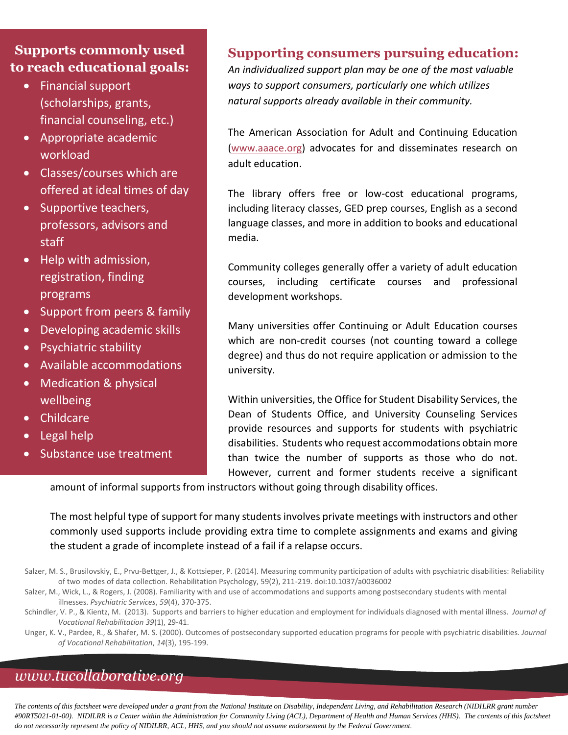## Supports commonly used to reach educational goals:

- Financial support (scholarships, grants, financial counseling, etc.)
- Appropriate academic workload
- Classes/courses which are offered at ideal times of day
- Supportive teachers, professors, advisors and staff
- Help with admission, registration, finding programs
- Support from peers & family
- Developing academic skills
- Psychiatric stability
- Available accommodations
- Medication & physical wellbeing
- Childcare
- Legal help
- Substance use treatment

## Supporting consumers pursuing education:

*An individualized support plan may be one of the most valuable ways to support consumers, particularly one which utilizes natural supports already available in their community.*

The American Association for Adult and Continuing Education (www.aaace.org) advocates for and disseminates research on adult education.

The library offers free or low-cost educational programs, including literacy classes, GED prep courses, English as a second language classes, and more in addition to books and educational media.

Community colleges generally offer a variety of adult education courses, including certificate courses and professional development workshops.

Many universities offer Continuing or Adult Education courses which are non-credit courses (not counting toward a college degree) and thus do not require application or admission to the university.

Within universities, the Office for Student Disability Services, the Dean of Students Office, and University Counseling Services provide resources and supports for students with psychiatric disabilities. Students who request accommodations obtain more than twice the number of supports as those who do not. However, current and former students receive a significant amount of informal supports from instructors without going through disability offices.

The most helpful type of support for many students involves private meetings with instructors and other commonly used supports include providing extra time to complete assignments and exams and giving the student a grade of incomplete instead of a fail if a relapse occurs.

Salzer, M. S., Brusilovskiy, E., Prvu-Bettger, J., & Kottsieper, P. (2014). Measuring community participation of adults with psychiatric disabilities: Reliability of two modes of data collection. Rehabilitation Psychology, 59(2), 211-219. doi:10.1037/a0036002

Salzer, M., Wick, L., & Rogers, J. (2008). Familiarity with and use of accommodations and supports among postsecondary students with mental illnesses. *Psychiatric Services*, *59*(4), 370-375.

Schindler, V. P., & Kientz, M. (2013). Supports and barriers to higher education and employment for individuals diagnosed with mental illness. *Journal of Vocational Rehabilitation 39*(1), 29-41.

Unger, K. V., Pardee, R., & Shafer, M. S. (2000). Outcomes of postsecondary supported education programs for people with psychiatric disabilities. *Journal of Vocational Rehabilitation*, *14*(3), 195-199.

*www.tucollaborative.org*

*The contents of this factsheet were developed under a grant from the National Institute on Disability, Independent Living, and Rehabilitation Research (NIDILRR grant number #90RT5021-01-00). NIDILRR is a Center within the Administration for Community Living (ACL), Department of Health and Human Services (HHS). The contents of this factsheet do not necessarily represent the policy of NIDILRR, ACL, HHS, and you should not assume endorsement by the Federal Government.*